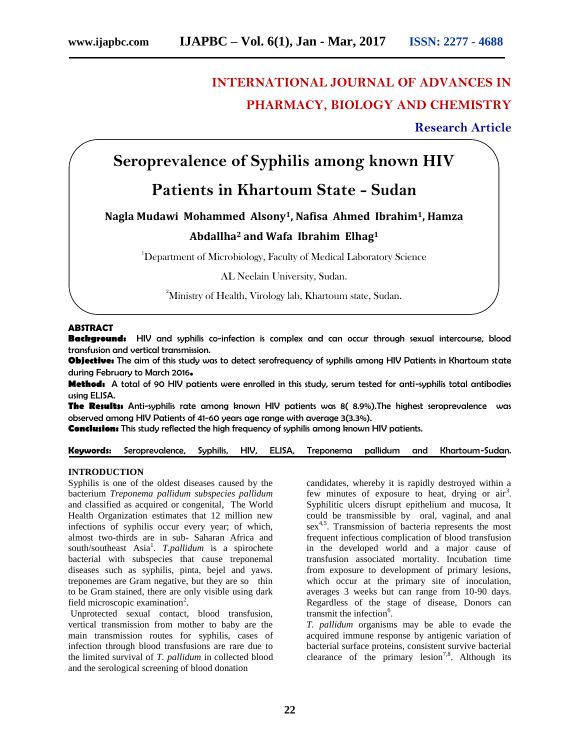INTERNATIONAL JOURNAL OF ADVANCES IN PHARMACY, BIOLOGY AND CHEMISTRY

Research Article

# Seroprevalence of Syphilis among known HIV Patients in Khartoum State - Sudan

**Nagla Mudawi Mohammed Alsony[1], Nafisa Ahmed Ibrahim[1], Hamza Abdallha[2] and Wafa Ibrahim Elhag[1]**

[1]Department of Microbiology, Faculty of Medical Laboratory Science

AL Neelain University, Sudan.

[2]Ministry of Health, Virology lab, Khartoum state, Sudan.

## ABSTRACT

**Background:** HIV and syphilis co-infection is complex and can occur through sexual intercourse, blood transfusion and vertical transmission.

**Objective:** The aim of this study was to detect serofrequency of syphilis among HIV Patients in Khartoum state during February to March 2016.

**Method:** A total of 90 HIV patients were enrolled in this study, serum tested for anti-syphilis total antibodies using ELISA.

**The Results:** Anti-syphilis rate among known HIV patients was 8( 8.9%).The highest seroprevalence was observed among HIV Patients of 41-60 years age range with average 3(3.3%).

**Conclusion:** This study reflected the high frequency of syphilis among known HIV patients.

**Keywords:** Seroprevalence, Syphilis, HIV, ELISA, Treponema pallidum and Khartoum-Sudan.

## INTRODUCTION

Syphilis is one of the oldest diseases caused by the bacterium *Treponema pallidum subspecies pallidum* and classified as acquired or congenital, The World Health Organization estimates that 12 million new infections of syphilis occur every year; of which, almost two-thirds are in sub- Saharan Africa and south/southeast Asia[1]. *T.pallidum* is a spirochete bacterial with subspecies that cause treponemal diseases such as syphilis, pinta, bejel and yaws. treponemes are Gram negative, but they are so thin to be Gram stained, there are only visible using dark field microscopic examination[2].

Unprotected sexual contact, blood transfusion, vertical transmission from mother to baby are the main transmission routes for syphilis, cases of infection through blood transfusions are rare due to the limited survival of *T. pallidum* in collected blood and the serological screening of blood donation candidates, whereby it is rapidly destroyed within a few minutes of exposure to heat, drying or air[3]. Syphilitic ulcers disrupt epithelium and mucosa, It could be transmissible by oral, vaginal, and anal sex[4,5]. Transmission of bacteria represents the most frequent infectious complication of blood transfusion in the developed world and a major cause of transfusion associated mortality. Incubation time from exposure to development of primary lesions, which occur at the primary site of inoculation, averages 3 weeks but can range from 10-90 days. Regardless of the stage of disease, Donors can transmit the infection[6].

*T. pallidum* organisms may be able to evade the acquired immune response by antigenic variation of bacterial surface proteins, consistent survive bacterial clearance of the primary lesion[7,8]. Although its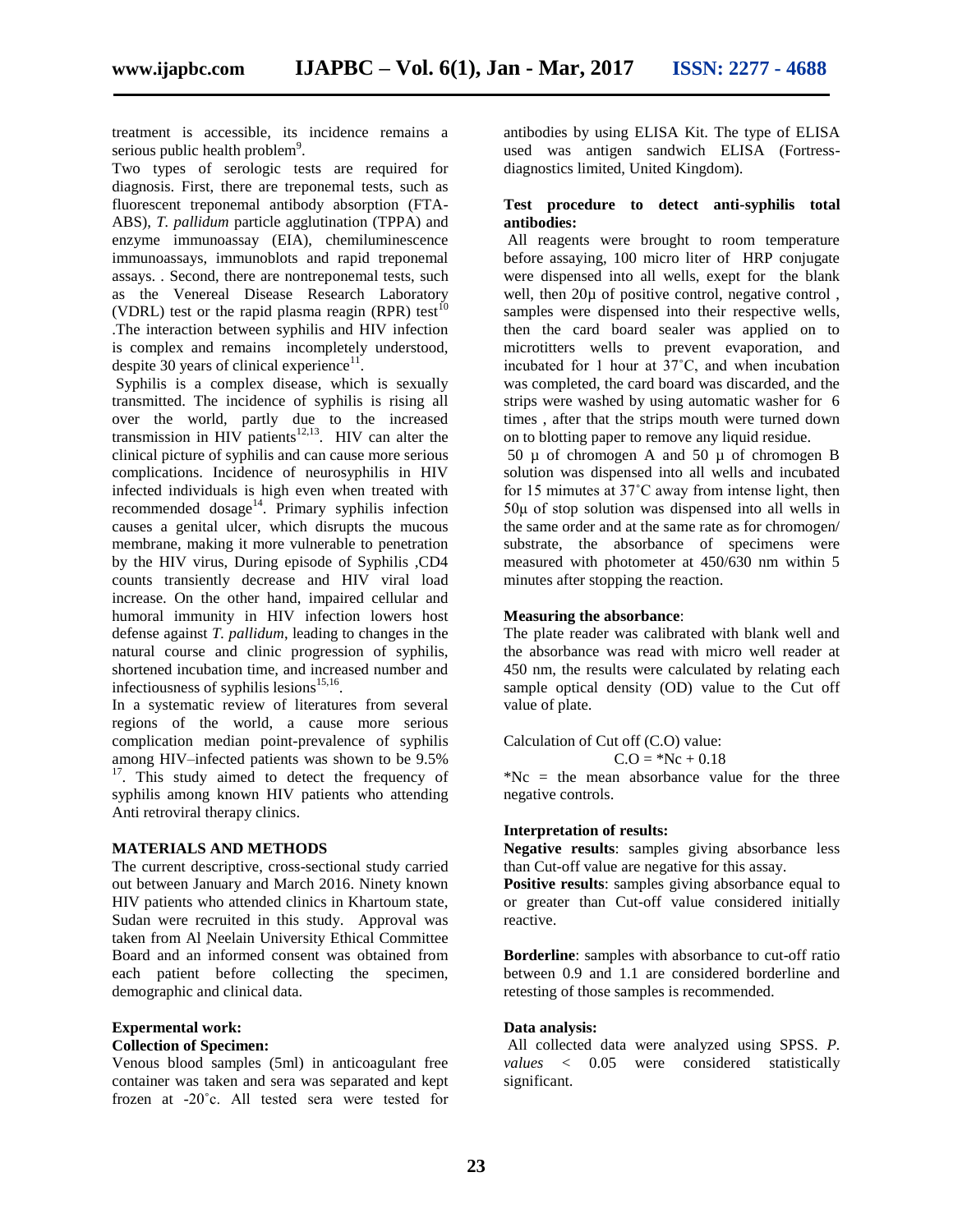treatment is accessible, its incidence remains a serious public health problem[9].

Two types of serologic tests are required for diagnosis. First, there are treponemal tests, such as fluorescent treponemal antibody absorption (FTA-ABS), *T. pallidum* particle agglutination (TPPA) and enzyme immunoassay (EIA), chemiluminescence immunoassays, immunoblots and rapid treponemal assays. . Second, there are nontreponemal tests, such as the Venereal Disease Research Laboratory (VDRL) test or the rapid plasma reagin (RPR) test[10] .The interaction between syphilis and HIV infection is complex and remains incompletely understood, despite 30 years of clinical experience[11].

Syphilis is a complex disease, which is sexually transmitted. The incidence of syphilis is rising all over the world, partly due to the increased transmission in HIV patients[12,13]. HIV can alter the clinical picture of syphilis and can cause more serious complications. Incidence of neurosyphilis in HIV infected individuals is high even when treated with recommended dosage[14]. Primary syphilis infection causes a genital ulcer, which disrupts the mucous membrane, making it more vulnerable to penetration by the HIV virus, During episode of Syphilis ,CD4 counts transiently decrease and HIV viral load increase. On the other hand, impaired cellular and humoral immunity in HIV infection lowers host defense against *T. pallidum*, leading to changes in the natural course and clinic progression of syphilis, shortened incubation time, and increased number and infectiousness of syphilis lesions[15,16].

In a systematic review of literatures from several regions of the world, a cause more serious complication median point-prevalence of syphilis among HIV–infected patients was shown to be 9.5% [17]. This study aimed to detect the frequency of syphilis among known HIV patients who attending Anti retroviral therapy clinics.

## MATERIALS AND METHODS

The current descriptive, cross-sectional study carried out between January and March 2016. Ninety known HIV patients who attended clinics in Khartoum state, Sudan were recruited in this study. Approval was taken from Al Neelain University Ethical Committee Board and an informed consent was obtained from each patient before collecting the specimen, demographic and clinical data.

### Expermental work:

**Collection of Specimen:**

Venous blood samples (5ml) in anticoagulant free container was taken and sera was separated and kept frozen at -20˚c. All tested sera were tested for antibodies by using ELISA Kit. The type of ELISA used was antigen sandwich ELISA (Fortress-diagnostics limited, United Kingdom).

**Test procedure to detect anti-syphilis total antibodies:**

All reagents were brought to room temperature before assaying, 100 micro liter of HRP conjugate were dispensed into all wells, exept for the blank well, then 20µ of positive control, negative control , samples were dispensed into their respective wells, then the card board sealer was applied on to microtitters wells to prevent evaporation, and incubated for 1 hour at 37˚C, and when incubation was completed, the card board was discarded, and the strips were washed by using automatic washer for 6 times , after that the strips mouth were turned down on to blotting paper to remove any liquid residue.

50 µ of chromogen A and 50 µ of chromogen B solution was dispensed into all wells and incubated for 15 mimutes at 37˚C away from intense light, then 50µ of stop solution was dispensed into all wells in the same order and at the same rate as for chromogen/ substrate, the absorbance of specimens were measured with photometer at 450/630 nm within 5 minutes after stopping the reaction.

**Measuring the absorbance**:

The plate reader was calibrated with blank well and the absorbance was read with micro well reader at 450 nm, the results were calculated by relating each sample optical density (OD) value to the Cut off value of plate.

Calculation of Cut off (C.O) value:

C.O = *Nc + 0.18

*Nc = the mean absorbance value for the three negative controls.

**Interpretation of results:**

**Negative results**: samples giving absorbance less than Cut-off value are negative for this assay.

**Positive results**: samples giving absorbance equal to or greater than Cut-off value considered initially reactive.

**Borderline**: samples with absorbance to cut-off ratio between 0.9 and 1.1 are considered borderline and retesting of those samples is recommended.

**Data analysis:**

All collected data were analyzed using SPSS. *P. values* < 0.05 were considered statistically significant.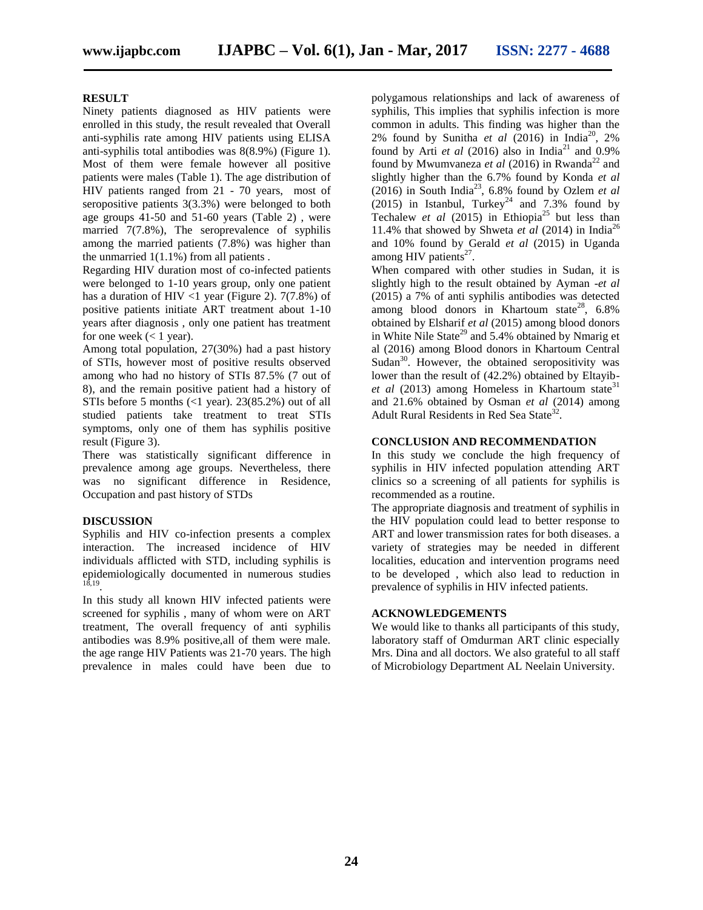## RESULT

Ninety patients diagnosed as HIV patients were enrolled in this study, the result revealed that Overall anti-syphilis rate among HIV patients using ELISA anti-syphilis total antibodies was 8(8.9%) (Figure 1). Most of them were female however all positive patients were males (Table 1). The age distribution of HIV patients ranged from 21 - 70 years, most of seropositive patients 3(3.3%) were belonged to both age groups 41-50 and 51-60 years (Table 2) , were married 7(7.8%), The seroprevalence of syphilis among the married patients (7.8%) was higher than the unmarried 1(1.1%) from all patients .

Regarding HIV duration most of co-infected patients were belonged to 1-10 years group, only one patient has a duration of HIV <1 year (Figure 2). 7(7.8%) of positive patients initiate ART treatment about 1-10 years after diagnosis , only one patient has treatment for one week (< 1 year).

Among total population, 27(30%) had a past history of STIs, however most of positive results observed among who had no history of STIs 87.5% (7 out of 8), and the remain positive patient had a history of STIs before 5 months (<1 year). 23(85.2%) out of all studied patients take treatment to treat STIs symptoms, only one of them has syphilis positive result (Figure 3).

There was statistically significant difference in prevalence among age groups. Nevertheless, there was no significant difference in Residence, Occupation and past history of STDs

## DISCUSSION

Syphilis and HIV co-infection presents a complex interaction. The increased incidence of HIV individuals afflicted with STD, including syphilis is epidemiologically documented in numerous studies [18,19].

In this study all known HIV infected patients were screened for syphilis , many of whom were on ART treatment, The overall frequency of anti syphilis antibodies was 8.9% positive,all of them were male. the age range HIV Patients was 21-70 years. The high prevalence in males could have been due to polygamous relationships and lack of awareness of syphilis, This implies that syphilis infection is more common in adults. This finding was higher than the 2% found by Sunitha *et al* (2016) in India[20], 2% found by Arti *et al* (2016) also in India[21] and 0.9% found by Mwumvaneza *et al* (2016) in Rwanda[22] and slightly higher than the 6.7% found by Konda *et al* (2016) in South India[23], 6.8% found by Ozlem *et al* (2015) in Istanbul, Turkey[24] and 7.3% found by Techalew *et al* (2015) in Ethiopia[25] but less than 11.4% that showed by Shweta *et al* (2014) in India[26] and 10% found by Gerald *et al* (2015) in Uganda among HIV patients[27].

When compared with other studies in Sudan, it is slightly high to the result obtained by Ayman -*et al* (2015) a 7% of anti syphilis antibodies was detected among blood donors in Khartoum state[28], 6.8% obtained by Elsharif *et al* (2015) among blood donors in White Nile State[29] and 5.4% obtained by Nmarig et al (2016) among Blood donors in Khartoum Central Sudan[30]. However, the obtained seropositivity was lower than the result of (42.2%) obtained by Eltayib-*et al* (2013) among Homeless in Khartoum state[31] and 21.6% obtained by Osman *et al* (2014) among Adult Rural Residents in Red Sea State[32].

## CONCLUSION AND RECOMMENDATION

In this study we conclude the high frequency of syphilis in HIV infected population attending ART clinics so a screening of all patients for syphilis is recommended as a routine.

The appropriate diagnosis and treatment of syphilis in the HIV population could lead to better response to ART and lower transmission rates for both diseases. a variety of strategies may be needed in different localities, education and intervention programs need to be developed , which also lead to reduction in prevalence of syphilis in HIV infected patients.

## ACKNOWLEDGEMENTS

We would like to thanks all participants of this study, laboratory staff of Omdurman ART clinic especially Mrs. Dina and all doctors. We also grateful to all staff of Microbiology Department AL Neelain University.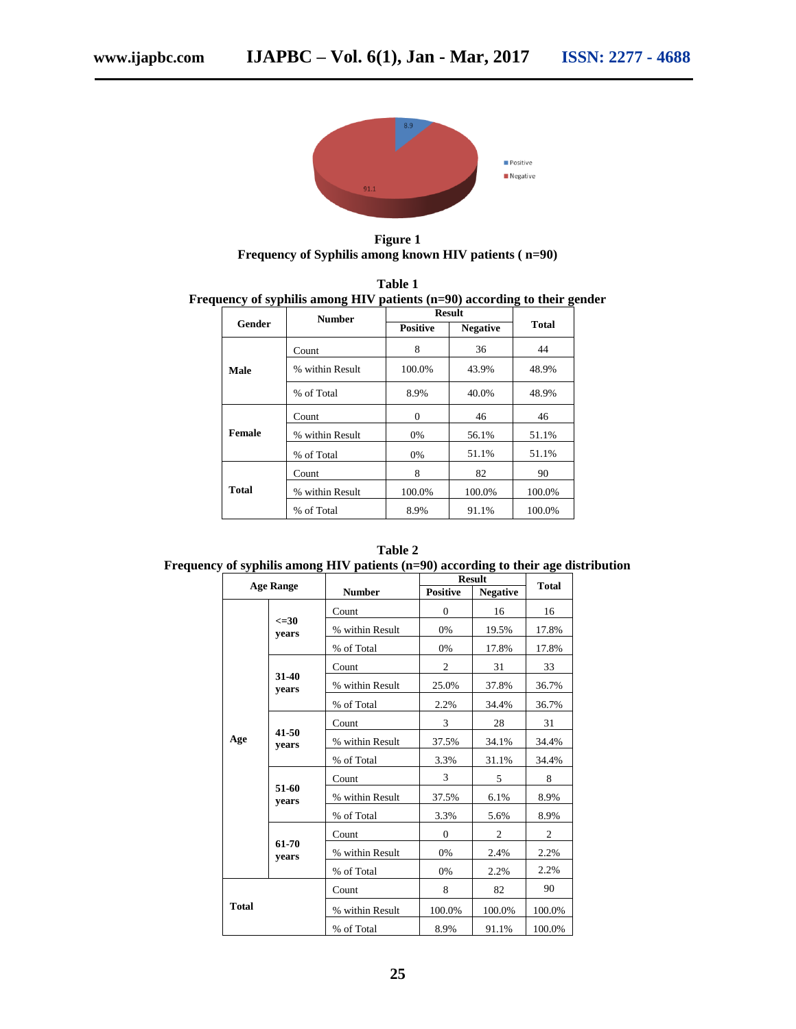**Figure 1**
**Frequency of Syphilis among known HIV patients ( n=90)**

**Table 1**
**Frequency of syphilis among HIV patients (n=90) according to their gender**

| Gender | Number | Result | | Total |
|---|---|---|---|---|
| | | Positive | Negative | |
| **Male** | Count | 8 | 36 | 44 |
| | % within Result | 100.0% | 43.9% | 48.9% |
| | % of Total | 8.9% | 40.0% | 48.9% |
| **Female** | Count | 0 | 46 | 46 |
| | % within Result | 0% | 56.1% | 51.1% |
| | % of Total | 0% | 51.1% | 51.1% |
| **Total** | Count | 8 | 82 | 90 |
| | % within Result | 100.0% | 100.0% | 100.0% |
| | % of Total | 8.9% | 91.1% | 100.0% |

**Table 2**
**Frequency of syphilis among HIV patients (n=90) according to their age distribution**

| Age Range | | Number | Result | | Total |
|---|---|---|---|---|---|
| | | | Positive | Negative | |
| **Age** | **<=30 years** | Count | 0 | 16 | 16 |
| | | % within Result | 0% | 19.5% | 17.8% |
| | | % of Total | 0% | 17.8% | 17.8% |
| | **31-40 years** | Count | 2 | 31 | 33 |
| | | % within Result | 25.0% | 37.8% | 36.7% |
| | | % of Total | 2.2% | 34.4% | 36.7% |
| | **41-50 years** | Count | 3 | 28 | 31 |
| | | % within Result | 37.5% | 34.1% | 34.4% |
| | | % of Total | 3.3% | 31.1% | 34.4% |
| | **51-60 years** | Count | 3 | 5 | 8 |
| | | % within Result | 37.5% | 6.1% | 8.9% |
| | | % of Total | 3.3% | 5.6% | 8.9% |
| | **61-70 years** | Count | 0 | 2 | 2 |
| | | % within Result | 0% | 2.4% | 2.2% |
| | | % of Total | 0% | 2.2% | 2.2% |
| **Total** | | Count | 8 | 82 | 90 |
| | | % within Result | 100.0% | 100.0% | 100.0% |
| | | % of Total | 8.9% | 91.1% | 100.0% |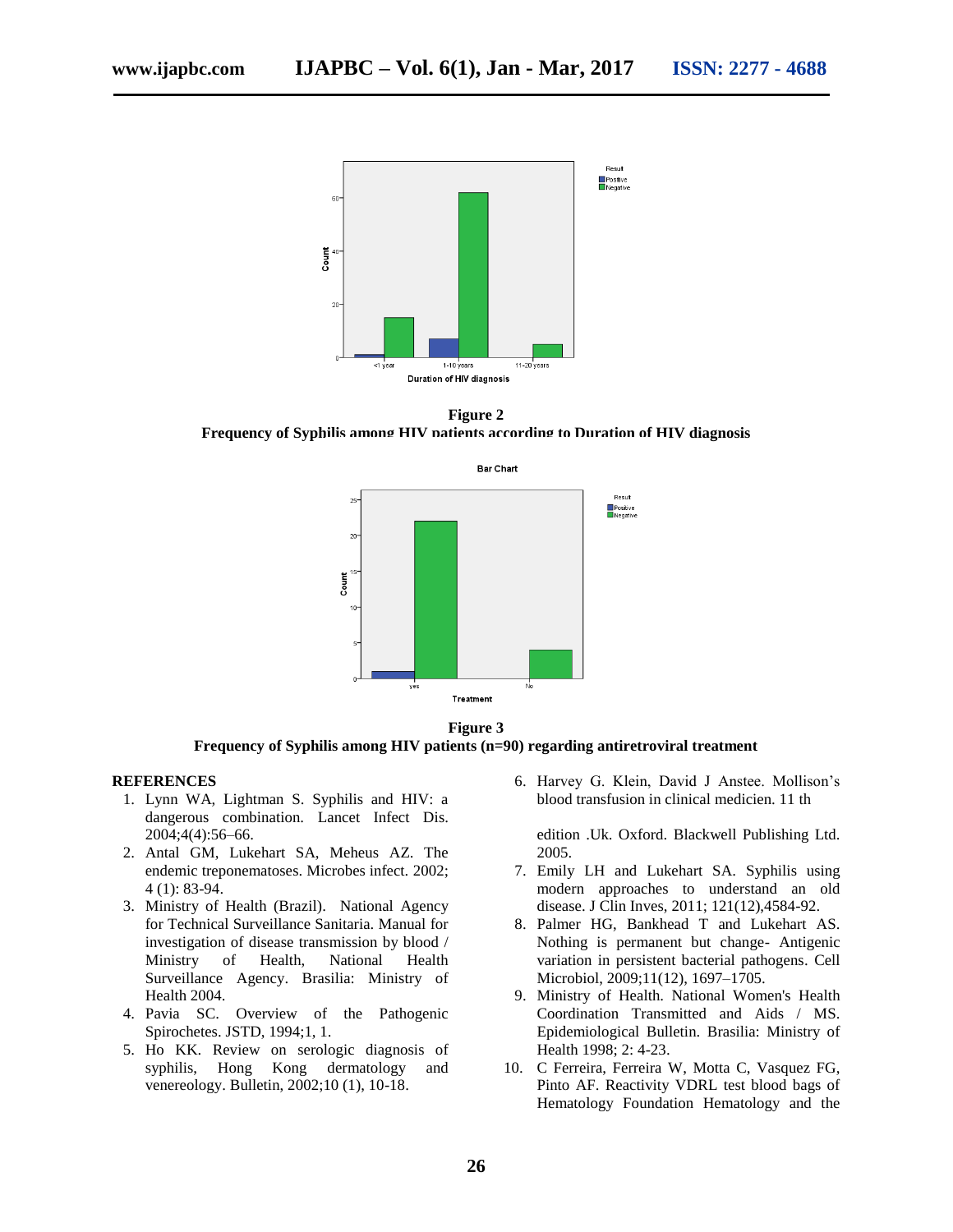**Figure 2**
**Frequency of Syphilis among HIV patients according to Duration of HIV diagnosis**

**Figure 3**
**Frequency of Syphilis among HIV patients (n=90) regarding antiretroviral treatment**

## REFERENCES

1. Lynn WA, Lightman S. Syphilis and HIV: a dangerous combination. Lancet Infect Dis. 2004;4(4):56–66.
2. Antal GM, Lukehart SA, Meheus AZ. The endemic treponematoses. Microbes infect. 2002; 4 (1): 83-94.
3. Ministry of Health (Brazil). National Agency for Technical Surveillance Sanitaria. Manual for investigation of disease transmission by blood / Ministry of Health, National Health Surveillance Agency. Brasilia: Ministry of Health 2004.
4. Pavia SC. Overview of the Pathogenic Spirochetes. JSTD, 1994;1, 1.
5. Ho KK. Review on serologic diagnosis of syphilis, Hong Kong dermatology and venereology. Bulletin, 2002;10 (1), 10-18.
6. Harvey G. Klein, David J Anstee. Mollison's blood transfusion in clinical medicien. 11 th

   edition .Uk. Oxford. Blackwell Publishing Ltd. 2005.
7. Emily LH and Lukehart SA. Syphilis using modern approaches to understand an old disease. J Clin Inves, 2011; 121(12),4584-92.
8. Palmer HG, Bankhead T and Lukehart AS. Nothing is permanent but change- Antigenic variation in persistent bacterial pathogens. Cell Microbiol, 2009;11(12), 1697–1705.
9. Ministry of Health. National Women's Health Coordination Transmitted and Aids / MS. Epidemiological Bulletin. Brasilia: Ministry of Health 1998; 2: 4-23.
10. C Ferreira, Ferreira W, Motta C, Vasquez FG, Pinto AF. Reactivity VDRL test blood bags of Hematology Foundation Hematology and the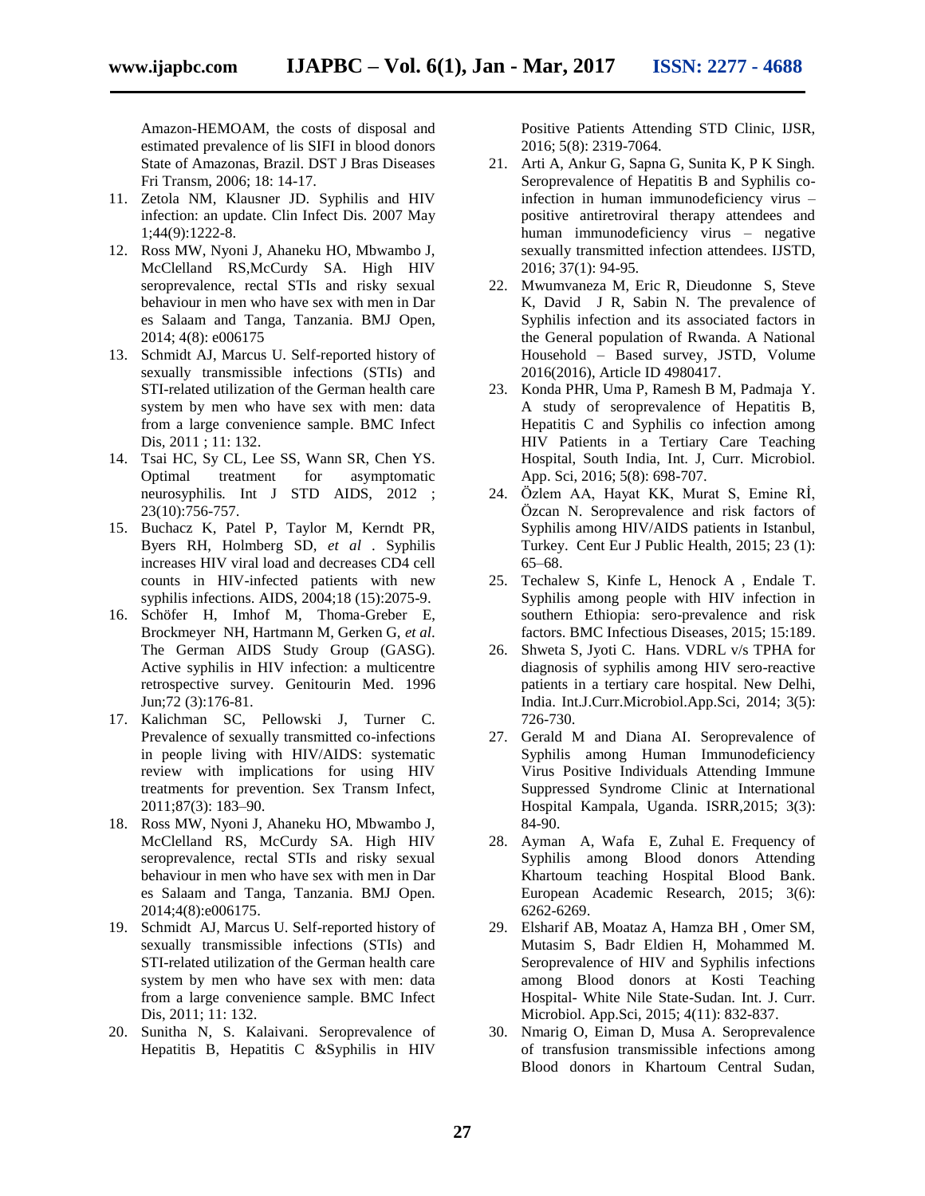Amazon-HEMOAM, the costs of disposal and estimated prevalence of lis SIFI in blood donors State of Amazonas, Brazil. DST J Bras Diseases Fri Transm, 2006; 18: 14-17.

11. Zetola NM, Klausner JD. Syphilis and HIV infection: an update. Clin Infect Dis. 2007 May 1;44(9):1222-8.
12. Ross MW, Nyoni J, Ahaneku HO, Mbwambo J, McClelland RS,McCurdy SA. High HIV seroprevalence, rectal STIs and risky sexual behaviour in men who have sex with men in Dar es Salaam and Tanga, Tanzania. BMJ Open, 2014; 4(8): e006175
13. Schmidt AJ, Marcus U. Self-reported history of sexually transmissible infections (STIs) and STI-related utilization of the German health care system by men who have sex with men: data from a large convenience sample. BMC Infect Dis, 2011 ; 11: 132.
14. Tsai HC, Sy CL, Lee SS, Wann SR, Chen YS. Optimal treatment for asymptomatic neurosyphilis. Int J STD AIDS, 2012 ; 23(10):756-757.
15. Buchacz K, Patel P, Taylor M, Kerndt PR, Byers RH, Holmberg SD, *et al* . Syphilis increases HIV viral load and decreases CD4 cell counts in HIV-infected patients with new syphilis infections. AIDS, 2004;18 (15):2075-9.
16. Schöfer H, Imhof M, Thoma-Greber E, Brockmeyer NH, Hartmann M, Gerken G, *et al*. The German AIDS Study Group (GASG). Active syphilis in HIV infection: a multicentre retrospective survey. Genitourin Med. 1996 Jun;72 (3):176-81.
17. Kalichman SC, Pellowski J, Turner C. Prevalence of sexually transmitted co-infections in people living with HIV/AIDS: systematic review with implications for using HIV treatments for prevention. Sex Transm Infect, 2011;87(3): 183–90.
18. Ross MW, Nyoni J, Ahaneku HO, Mbwambo J, McClelland RS, McCurdy SA. High HIV seroprevalence, rectal STIs and risky sexual behaviour in men who have sex with men in Dar es Salaam and Tanga, Tanzania. BMJ Open. 2014;4(8):e006175.
19. Schmidt AJ, Marcus U. Self-reported history of sexually transmissible infections (STIs) and STI-related utilization of the German health care system by men who have sex with men: data from a large convenience sample. BMC Infect Dis, 2011; 11: 132.
20. Sunitha N, S. Kalaivani. Seroprevalence of Hepatitis B, Hepatitis C &Syphilis in HIV Positive Patients Attending STD Clinic, IJSR, 2016; 5(8): 2319-7064.
21. Arti A, Ankur G, Sapna G, Sunita K, P K Singh. Seroprevalence of Hepatitis B and Syphilis co-infection in human immunodeficiency virus – positive antiretroviral therapy attendees and human immunodeficiency virus – negative sexually transmitted infection attendees. IJSTD, 2016; 37(1): 94-95.
22. Mwumvaneza M, Eric R, Dieudonne S, Steve K, David J R, Sabin N. The prevalence of Syphilis infection and its associated factors in the General population of Rwanda. A National Household – Based survey, JSTD, Volume 2016(2016), Article ID 4980417.
23. Konda PHR, Uma P, Ramesh B M, Padmaja Y. A study of seroprevalence of Hepatitis B, Hepatitis C and Syphilis co infection among HIV Patients in a Tertiary Care Teaching Hospital, South India, Int. J, Curr. Microbiol. App. Sci, 2016; 5(8): 698-707.
24. Özlem AA, Hayat KK, Murat S, Emine Rİ, Özcan N. Seroprevalence and risk factors of Syphilis among HIV/AIDS patients in Istanbul, Turkey. Cent Eur J Public Health, 2015; 23 (1): 65–68.
25. Techalew S, Kinfe L, Henock A , Endale T. Syphilis among people with HIV infection in southern Ethiopia: sero-prevalence and risk factors. BMC Infectious Diseases, 2015; 15:189.
26. Shweta S, Jyoti C. Hans. VDRL v/s TPHA for diagnosis of syphilis among HIV sero-reactive patients in a tertiary care hospital. New Delhi, India. Int.J.Curr.Microbiol.App.Sci, 2014; 3(5): 726-730.
27. Gerald M and Diana AI. Seroprevalence of Syphilis among Human Immunodeficiency Virus Positive Individuals Attending Immune Suppressed Syndrome Clinic at International Hospital Kampala, Uganda. ISRR,2015; 3(3): 84-90.
28. Ayman A, Wafa E, Zuhal E. Frequency of Syphilis among Blood donors Attending Khartoum teaching Hospital Blood Bank. European Academic Research, 2015; 3(6): 6262-6269.
29. Elsharif AB, Moataz A, Hamza BH , Omer SM, Mutasim S, Badr Eldien H, Mohammed M. Seroprevalence of HIV and Syphilis infections among Blood donors at Kosti Teaching Hospital- White Nile State-Sudan. Int. J. Curr. Microbiol. App.Sci, 2015; 4(11): 832-837.
30. Nmarig O, Eiman D, Musa A. Seroprevalence of transfusion transmissible infections among Blood donors in Khartoum Central Sudan,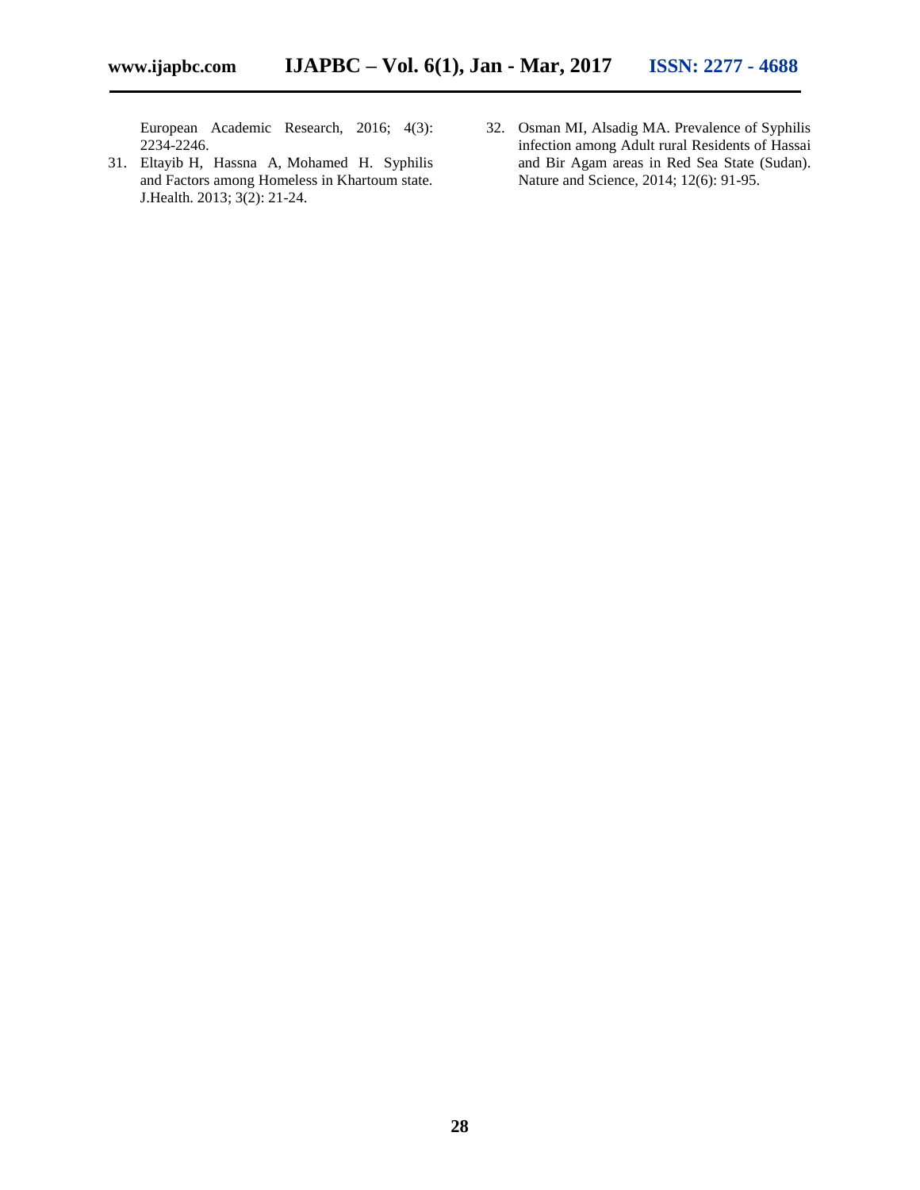European Academic Research, 2016; 4(3): 2234-2246.

31. Eltayib H, Hassna A, Mohamed H. Syphilis and Factors among Homeless in Khartoum state. J.Health. 2013; 3(2): 21-24.
32. Osman MI, Alsadig MA. Prevalence of Syphilis infection among Adult rural Residents of Hassai and Bir Agam areas in Red Sea State (Sudan). Nature and Science, 2014; 12(6): 91-95.